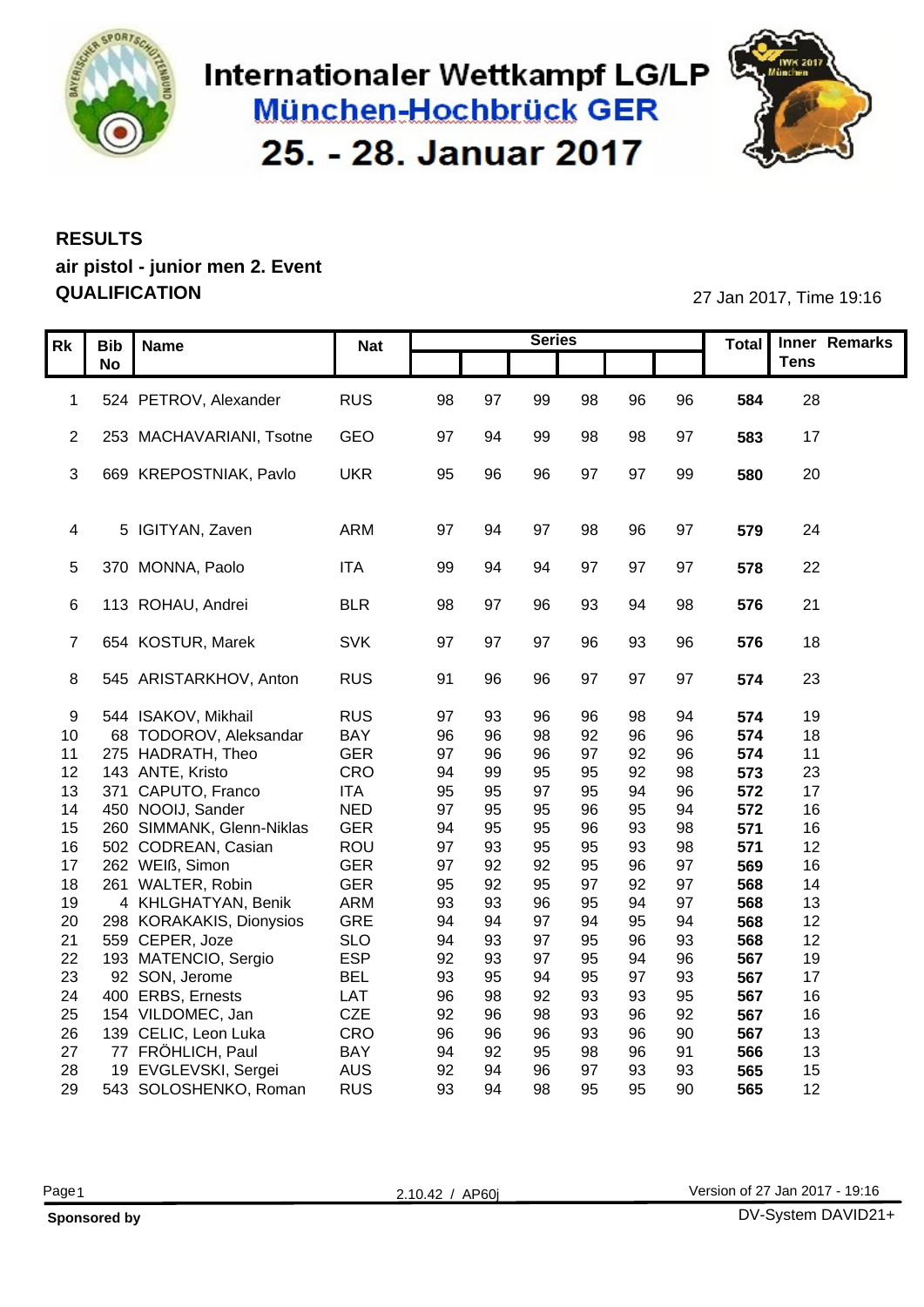# Internationaler Wettkampf LG/LP

## München-Hochbrück GER

## 25. - 28. Januar 2017

**RESULTS**

**air pistol - junior men 2. Event**

**QUALIFICATION**

27 Jan 2017, Time 19:16

| Rk | Bib No | Name | Nat | Series | | | | | | Total | Inner Tens | Remarks |
|---|---|---|---|---|---|---|---|---|---|---|---|---|
| 1 | 524 | PETROV, Alexander | RUS | 98 | 97 | 99 | 98 | 96 | 96 | **584** | 28 | |
| 2 | 253 | MACHAVARIANI, Tsotne | GEO | 97 | 94 | 99 | 98 | 98 | 97 | **583** | 17 | |
| 3 | 669 | KREPOSTNIAK, Pavlo | UKR | 95 | 96 | 96 | 97 | 97 | 99 | **580** | 20 | |
| 4 | 5 | IGITYAN, Zaven | ARM | 97 | 94 | 97 | 98 | 96 | 97 | **579** | 24 | |
| 5 | 370 | MONNA, Paolo | ITA | 99 | 94 | 94 | 97 | 97 | 97 | **578** | 22 | |
| 6 | 113 | ROHAU, Andrei | BLR | 98 | 97 | 96 | 93 | 94 | 98 | **576** | 21 | |
| 7 | 654 | KOSTUR, Marek | SVK | 97 | 97 | 97 | 96 | 93 | 96 | **576** | 18 | |
| 8 | 545 | ARISTARKHOV, Anton | RUS | 91 | 96 | 96 | 97 | 97 | 97 | **574** | 23 | |
| 9 | 544 | ISAKOV, Mikhail | RUS | 97 | 93 | 96 | 96 | 98 | 94 | **574** | 19 | |
| 10 | 68 | TODOROV, Aleksandar | BAY | 96 | 96 | 98 | 92 | 96 | 96 | **574** | 18 | |
| 11 | 275 | HADRATH, Theo | GER | 97 | 96 | 96 | 97 | 92 | 96 | **574** | 11 | |
| 12 | 143 | ANTE, Kristo | CRO | 94 | 99 | 95 | 95 | 92 | 98 | **573** | 23 | |
| 13 | 371 | CAPUTO, Franco | ITA | 95 | 95 | 97 | 95 | 94 | 96 | **572** | 17 | |
| 14 | 450 | NOOIJ, Sander | NED | 97 | 95 | 95 | 96 | 95 | 94 | **572** | 16 | |
| 15 | 260 | SIMMANK, Glenn-Niklas | GER | 94 | 95 | 95 | 96 | 93 | 98 | **571** | 16 | |
| 16 | 502 | CODREAN, Casian | ROU | 97 | 93 | 95 | 95 | 93 | 98 | **571** | 12 | |
| 17 | 262 | WEIß, Simon | GER | 97 | 92 | 92 | 95 | 96 | 97 | **569** | 16 | |
| 18 | 261 | WALTER, Robin | GER | 95 | 92 | 95 | 97 | 92 | 97 | **568** | 14 | |
| 19 | 4 | KHLGHATYAN, Benik | ARM | 93 | 93 | 96 | 95 | 94 | 97 | **568** | 13 | |
| 20 | 298 | KORAKAKIS, Dionysios | GRE | 94 | 94 | 97 | 94 | 95 | 94 | **568** | 12 | |
| 21 | 559 | CEPER, Joze | SLO | 94 | 93 | 97 | 95 | 96 | 93 | **568** | 12 | |
| 22 | 193 | MATENCIO, Sergio | ESP | 92 | 93 | 97 | 95 | 94 | 96 | **567** | 19 | |
| 23 | 92 | SON, Jerome | BEL | 93 | 95 | 94 | 95 | 97 | 93 | **567** | 17 | |
| 24 | 400 | ERBS, Ernests | LAT | 96 | 98 | 92 | 93 | 93 | 95 | **567** | 16 | |
| 25 | 154 | VILDOMEC, Jan | CZE | 92 | 96 | 98 | 93 | 96 | 92 | **567** | 16 | |
| 26 | 139 | CELIC, Leon Luka | CRO | 96 | 96 | 96 | 93 | 96 | 90 | **567** | 13 | |
| 27 | 77 | FRÖHLICH, Paul | BAY | 94 | 92 | 95 | 98 | 96 | 91 | **566** | 13 | |
| 28 | 19 | EVGLEVSKI, Sergei | AUS | 92 | 94 | 96 | 97 | 93 | 93 | **565** | 15 | |
| 29 | 543 | SOLOSHENKO, Roman | RUS | 93 | 94 | 98 | 95 | 95 | 90 | **565** | 12 | |

2.10.42 / AP60j

Version of 27 Jan 2017 - 19:16

**Sponsored by**

DV-System DAVID21+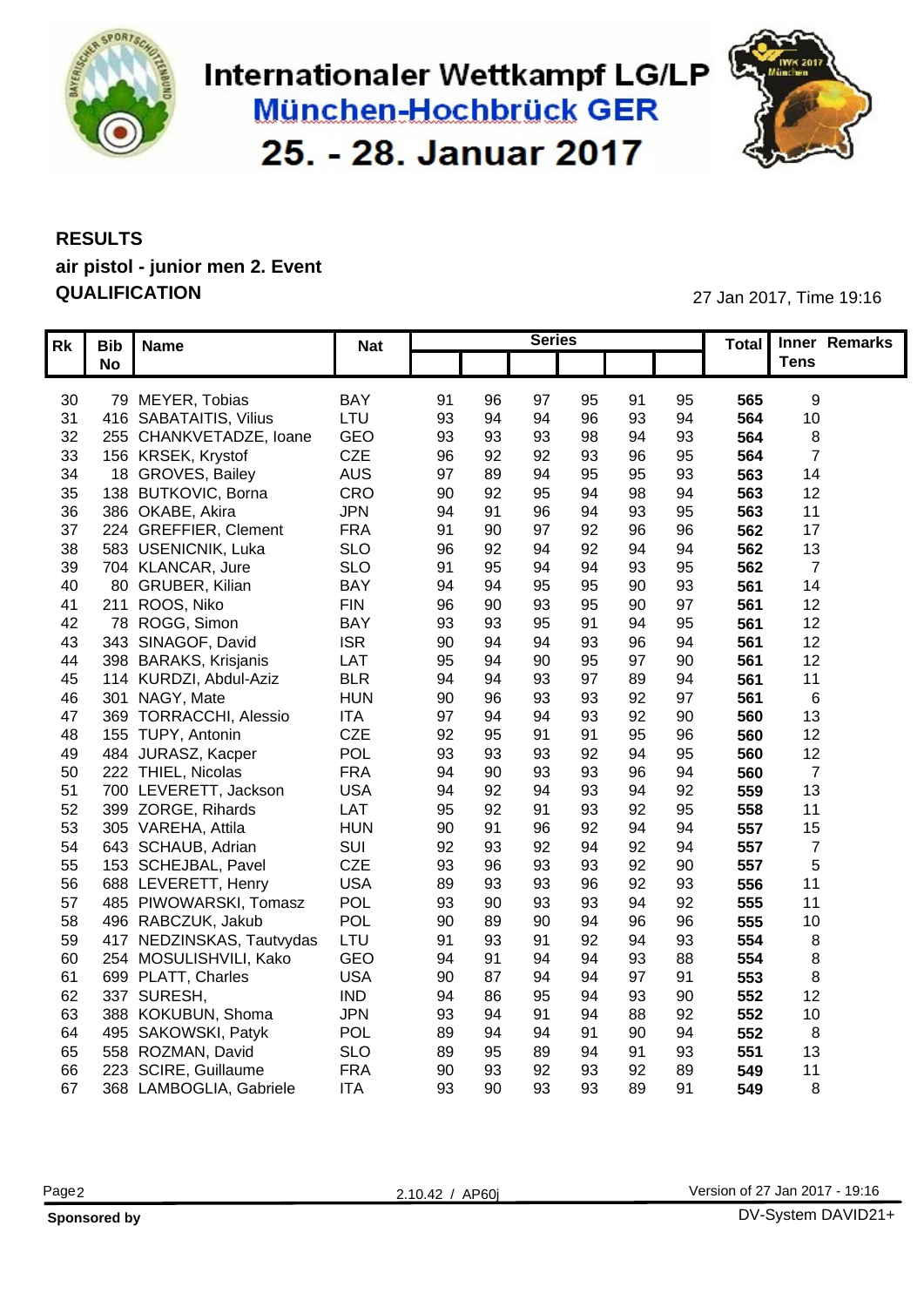# Internationaler Wettkampf LG/LP

## München-Hochbrück GER

## 25. - 28. Januar 2017

**RESULTS**

**air pistol - junior men 2. Event**

**QUALIFICATION**

27 Jan 2017, Time 19:16

| Rk | Bib No | Name | Nat | Series | | | | | | Total | Inner Tens | Remarks |
|---|---|---|---|---|---|---|---|---|---|---|---|---|
| 30 | 79 | MEYER, Tobias | BAY | 91 | 96 | 97 | 95 | 91 | 95 | **565** | 9 | |
| 31 | 416 | SABATAITIS, Vilius | LTU | 93 | 94 | 94 | 96 | 93 | 94 | **564** | 10 | |
| 32 | 255 | CHANKVETADZE, Ioane | GEO | 93 | 93 | 93 | 98 | 94 | 93 | **564** | 8 | |
| 33 | 156 | KRSEK, Krystof | CZE | 96 | 92 | 92 | 93 | 96 | 95 | **564** | 7 | |
| 34 | 18 | GROVES, Bailey | AUS | 97 | 89 | 94 | 95 | 95 | 93 | **563** | 14 | |
| 35 | 138 | BUTKOVIC, Borna | CRO | 90 | 92 | 95 | 94 | 98 | 94 | **563** | 12 | |
| 36 | 386 | OKABE, Akira | JPN | 94 | 91 | 96 | 94 | 93 | 95 | **563** | 11 | |
| 37 | 224 | GREFFIER, Clement | FRA | 91 | 90 | 97 | 92 | 96 | 96 | **562** | 17 | |
| 38 | 583 | USENICNIK, Luka | SLO | 96 | 92 | 94 | 92 | 94 | 94 | **562** | 13 | |
| 39 | 704 | KLANCAR, Jure | SLO | 91 | 95 | 94 | 94 | 93 | 95 | **562** | 7 | |
| 40 | 80 | GRUBER, Kilian | BAY | 94 | 94 | 95 | 95 | 90 | 93 | **561** | 14 | |
| 41 | 211 | ROOS, Niko | FIN | 96 | 90 | 93 | 95 | 90 | 97 | **561** | 12 | |
| 42 | 78 | ROGG, Simon | BAY | 93 | 93 | 95 | 91 | 94 | 95 | **561** | 12 | |
| 43 | 343 | SINAGOF, David | ISR | 90 | 94 | 94 | 93 | 96 | 94 | **561** | 12 | |
| 44 | 398 | BARAKS, Krisjanis | LAT | 95 | 94 | 90 | 95 | 97 | 90 | **561** | 12 | |
| 45 | 114 | KURDZI, Abdul-Aziz | BLR | 94 | 94 | 93 | 97 | 89 | 94 | **561** | 11 | |
| 46 | 301 | NAGY, Mate | HUN | 90 | 96 | 93 | 93 | 92 | 97 | **561** | 6 | |
| 47 | 369 | TORRACCHI, Alessio | ITA | 97 | 94 | 94 | 93 | 92 | 90 | **560** | 13 | |
| 48 | 155 | TUPY, Antonin | CZE | 92 | 95 | 91 | 91 | 95 | 96 | **560** | 12 | |
| 49 | 484 | JURASZ, Kacper | POL | 93 | 93 | 93 | 92 | 94 | 95 | **560** | 12 | |
| 50 | 222 | THIEL, Nicolas | FRA | 94 | 90 | 93 | 93 | 96 | 94 | **560** | 7 | |
| 51 | 700 | LEVERETT, Jackson | USA | 94 | 92 | 94 | 93 | 94 | 92 | **559** | 13 | |
| 52 | 399 | ZORGE, Rihards | LAT | 95 | 92 | 91 | 93 | 92 | 95 | **558** | 11 | |
| 53 | 305 | VAREHA, Attila | HUN | 90 | 91 | 96 | 92 | 94 | 94 | **557** | 15 | |
| 54 | 643 | SCHAUB, Adrian | SUI | 92 | 93 | 92 | 94 | 92 | 94 | **557** | 7 | |
| 55 | 153 | SCHEJBAL, Pavel | CZE | 93 | 96 | 93 | 93 | 92 | 90 | **557** | 5 | |
| 56 | 688 | LEVERETT, Henry | USA | 89 | 93 | 93 | 96 | 92 | 93 | **556** | 11 | |
| 57 | 485 | PIWOWARSKI, Tomasz | POL | 93 | 90 | 93 | 93 | 94 | 92 | **555** | 11 | |
| 58 | 496 | RABCZUK, Jakub | POL | 90 | 89 | 90 | 94 | 96 | 96 | **555** | 10 | |
| 59 | 417 | NEDZINSKAS, Tautvydas | LTU | 91 | 93 | 91 | 92 | 94 | 93 | **554** | 8 | |
| 60 | 254 | MOSULISHVILI, Kako | GEO | 94 | 91 | 94 | 94 | 93 | 88 | **554** | 8 | |
| 61 | 699 | PLATT, Charles | USA | 90 | 87 | 94 | 94 | 97 | 91 | **553** | 8 | |
| 62 | 337 | SURESH, | IND | 94 | 86 | 95 | 94 | 93 | 90 | **552** | 12 | |
| 63 | 388 | KOKUBUN, Shoma | JPN | 93 | 94 | 91 | 94 | 88 | 92 | **552** | 10 | |
| 64 | 495 | SAKOWSKI, Patyk | POL | 89 | 94 | 94 | 91 | 90 | 94 | **552** | 8 | |
| 65 | 558 | ROZMAN, David | SLO | 89 | 95 | 89 | 94 | 91 | 93 | **551** | 13 | |
| 66 | 223 | SCIRE, Guillaume | FRA | 90 | 93 | 92 | 93 | 92 | 89 | **549** | 11 | |
| 67 | 368 | LAMBOGLIA, Gabriele | ITA | 93 | 90 | 93 | 93 | 89 | 91 | **549** | 8 | |

2.10.42 / AP60j

Version of 27 Jan 2017 - 19:16

**Sponsored by**

DV-System DAVID21+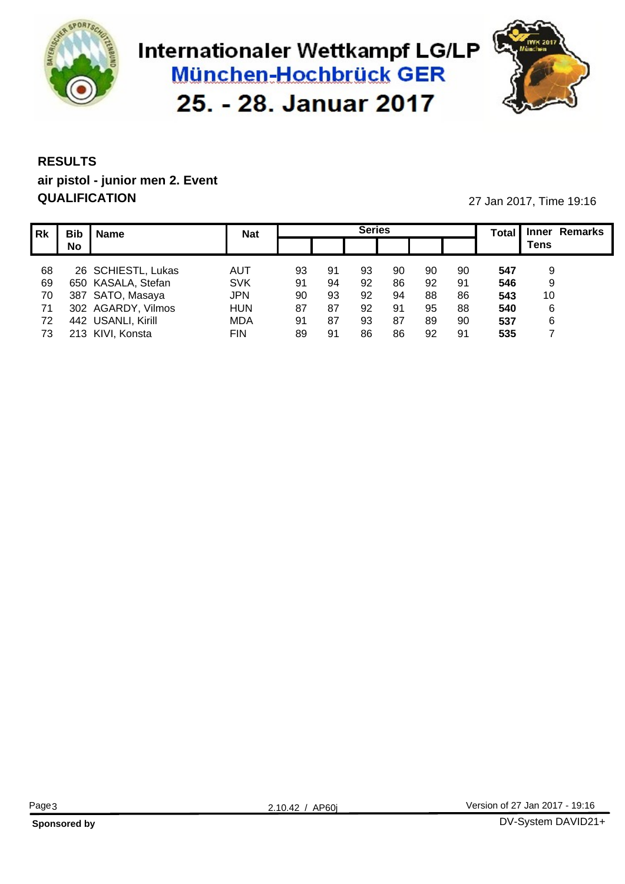# Internationaler Wettkampf LG/LP

## München-Hochbrück GER

## 25. - 28. Januar 2017

**RESULTS**

**air pistol - junior men 2. Event**

**QUALIFICATION**

27 Jan 2017, Time 19:16

| Rk | Bib No | Name | Nat | Series | | | | | | Total | Inner Tens | Remarks |
|---|---|---|---|---|---|---|---|---|---|---|---|---|
| 68 | 26 | SCHIESTL, Lukas | AUT | 93 | 91 | 93 | 90 | 90 | 90 | **547** | 9 | |
| 69 | 650 | KASALA, Stefan | SVK | 91 | 94 | 92 | 86 | 92 | 91 | **546** | 9 | |
| 70 | 387 | SATO, Masaya | JPN | 90 | 93 | 92 | 94 | 88 | 86 | **543** | 10 | |
| 71 | 302 | AGARDY, Vilmos | HUN | 87 | 87 | 92 | 91 | 95 | 88 | **540** | 6 | |
| 72 | 442 | USANLI, Kirill | MDA | 91 | 87 | 93 | 87 | 89 | 90 | **537** | 6 | |
| 73 | 213 | KIVI, Konsta | FIN | 89 | 91 | 86 | 86 | 92 | 91 | **535** | 7 | |

2.10.42 / AP60j

Version of 27 Jan 2017 - 19:16

**Sponsored by**

DV-System DAVID21+